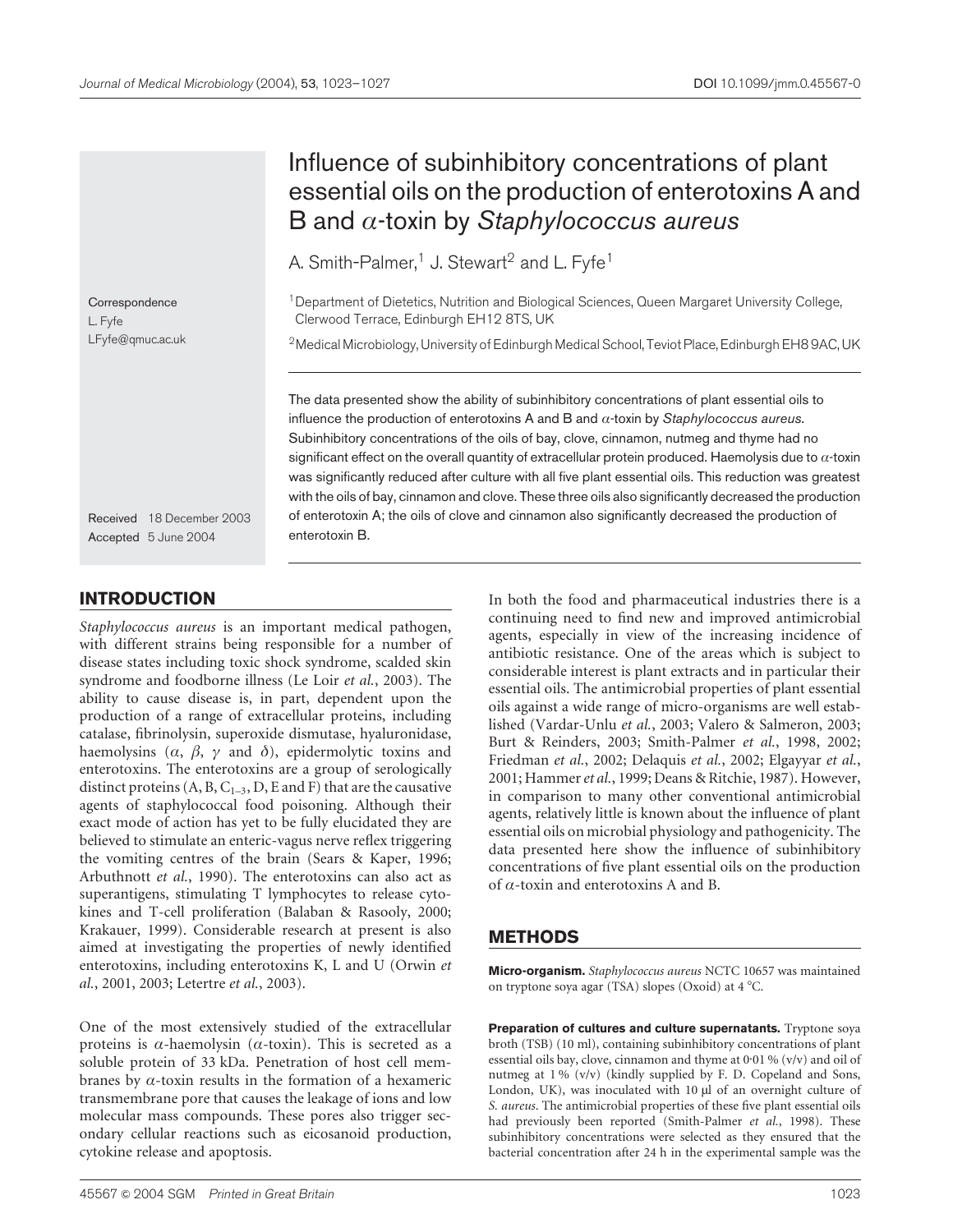# Influence of subinhibitory concentrations of plant essential oils on the production of enterotoxins A and B and α-toxin by *Staphylococcus aureus*

A. Smith-Palmer,[1] J. Stewart[2] and L. Fyfe[1]

[1] Department of Dietetics, Nutrition and Biological Sciences, Queen Margaret University College, Clerwood Terrace, Edinburgh EH12 8TS, UK

[2] Medical Microbiology, University of Edinburgh Medical School, Teviot Place, Edinburgh EH8 9AC, UK

Correspondence
L. Fyfe
LFyfe@qmuc.ac.uk

Received 18 December 2003
Accepted 5 June 2004

The data presented show the ability of subinhibitory concentrations of plant essential oils to influence the production of enterotoxins A and B and α-toxin by *Staphylococcus aureus*. Subinhibitory concentrations of the oils of bay, clove, cinnamon, nutmeg and thyme had no significant effect on the overall quantity of extracellular protein produced. Haemolysis due to α-toxin was significantly reduced after culture with all five plant essential oils. This reduction was greatest with the oils of bay, cinnamon and clove. These three oils also significantly decreased the production of enterotoxin A; the oils of clove and cinnamon also significantly decreased the production of enterotoxin B.

## INTRODUCTION

*Staphylococcus aureus* is an important medical pathogen, with different strains being responsible for a number of disease states including toxic shock syndrome, scalded skin syndrome and foodborne illness (Le Loir *et al.*, 2003). The ability to cause disease is, in part, dependent upon the production of a range of extracellular proteins, including catalase, fibrinolysin, superoxide dismutase, hyaluronidase, haemolysins (α, β, γ and δ), epidermolytic toxins and enterotoxins. The enterotoxins are a group of serologically distinct proteins (A, B, $C_{1-3}$, D, E and F) that are the causative agents of staphylococcal food poisoning. Although their exact mode of action has yet to be fully elucidated they are believed to stimulate an enteric-vagus nerve reflex triggering the vomiting centres of the brain (Sears & Kaper, 1996; Arbuthnott *et al.*, 1990). The enterotoxins can also act as superantigens, stimulating T lymphocytes to release cytokines and T-cell proliferation (Balaban & Rasooly, 2000; Krakauer, 1999). Considerable research at present is also aimed at investigating the properties of newly identified enterotoxins, including enterotoxins K, L and U (Orwin *et al.*, 2001, 2003; Letertre *et al.*, 2003).

One of the most extensively studied of the extracellular proteins is α-haemolysin (α-toxin). This is secreted as a soluble protein of 33 kDa. Penetration of host cell membranes by α-toxin results in the formation of a hexameric transmembrane pore that causes the leakage of ions and low molecular mass compounds. These pores also trigger secondary cellular reactions such as eicosanoid production, cytokine release and apoptosis.

In both the food and pharmaceutical industries there is a continuing need to find new and improved antimicrobial agents, especially in view of the increasing incidence of antibiotic resistance. One of the areas which is subject to considerable interest is plant extracts and in particular their essential oils. The antimicrobial properties of plant essential oils against a wide range of micro-organisms are well established (Vardar-Unlu *et al.*, 2003; Valero & Salmeron, 2003; Burt & Reinders, 2003; Smith-Palmer *et al.*, 1998, 2002; Friedman *et al.*, 2002; Delaquis *et al.*, 2002; Elgayyar *et al.*, 2001; Hammer *et al.*, 1999; Deans & Ritchie, 1987). However, in comparison to many other conventional antimicrobial agents, relatively little is known about the influence of plant essential oils on microbial physiology and pathogenicity. The data presented here show the influence of subinhibitory concentrations of five plant essential oils on the production of α-toxin and enterotoxins A and B.

## METHODS

**Micro-organism.** *Staphylococcus aureus* NCTC 10657 was maintained on tryptone soya agar (TSA) slopes (Oxoid) at 4 °C.

**Preparation of cultures and culture supernatants.** Tryptone soya broth (TSB) (10 ml), containing subinhibitory concentrations of plant essential oils bay, clove, cinnamon and thyme at 0·01 % (v/v) and oil of nutmeg at 1 % (v/v) (kindly supplied by F. D. Copeland and Sons, London, UK), was inoculated with 10 μl of an overnight culture of *S. aureus*. The antimicrobial properties of these five plant essential oils had previously been reported (Smith-Palmer *et al.*, 1998). These subinhibitory concentrations were selected as they ensured that the bacterial concentration after 24 h in the experimental sample was the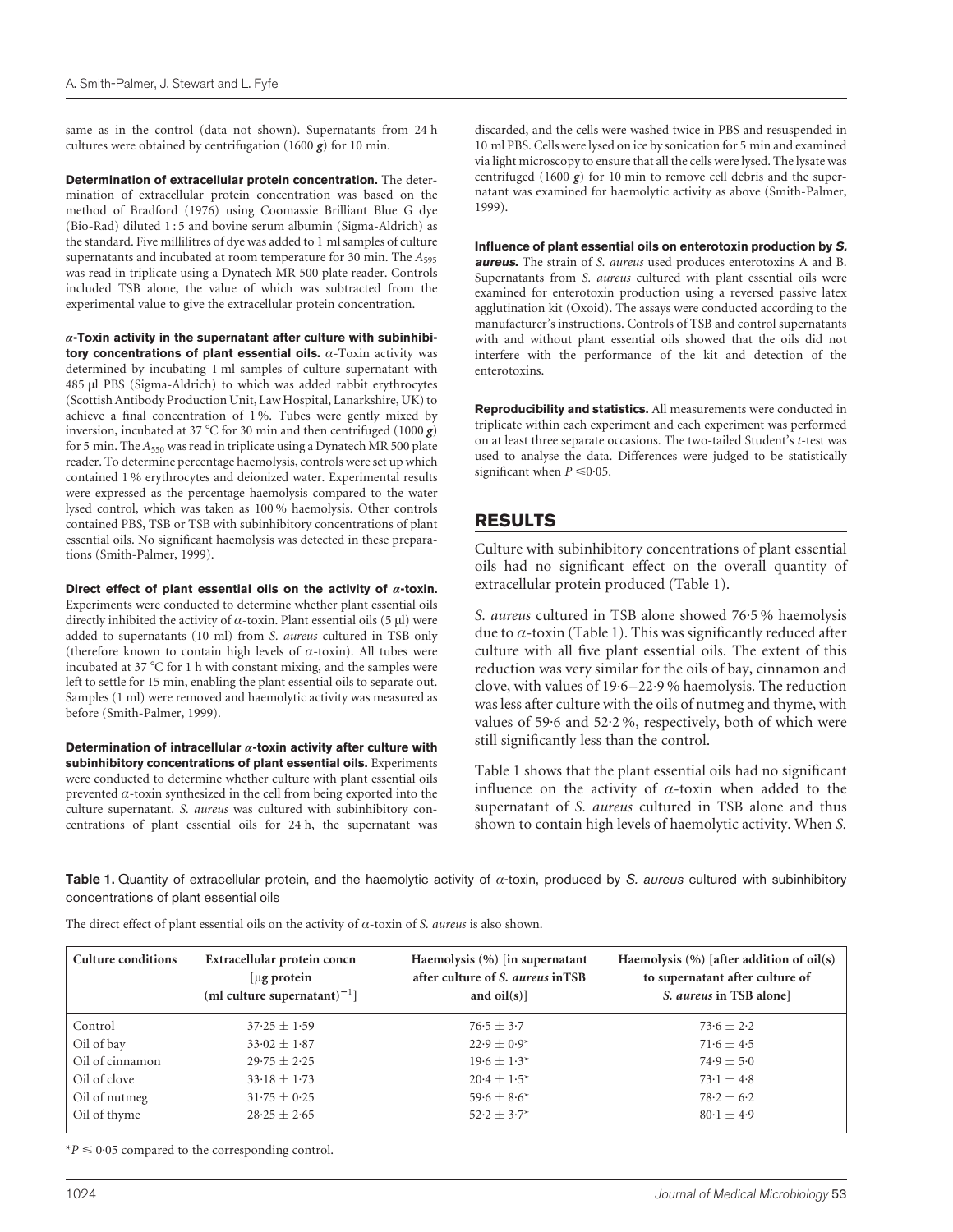same as in the control (data not shown). Supernatants from 24 h cultures were obtained by centrifugation (1600 ***g***) for 10 min.

**Determination of extracellular protein concentration.** The determination of extracellular protein concentration was based on the method of Bradford (1976) using Coomassie Brilliant Blue G dye (Bio-Rad) diluted 1 : 5 and bovine serum albumin (Sigma-Aldrich) as the standard. Five millilitres of dye was added to 1 ml samples of culture supernatants and incubated at room temperature for 30 min. The $A_{595}$ was read in triplicate using a Dynatech MR 500 plate reader. Controls included TSB alone, the value of which was subtracted from the experimental value to give the extracellular protein concentration.

***α*-Toxin activity in the supernatant after culture with subinhibitory concentrations of plant essential oils.** *α*-Toxin activity was determined by incubating 1 ml samples of culture supernatant with 485 µl PBS (Sigma-Aldrich) to which was added rabbit erythrocytes (Scottish Antibody Production Unit, Law Hospital, Lanarkshire, UK) to achieve a final concentration of 1 %. Tubes were gently mixed by inversion, incubated at 37 °C for 30 min and then centrifuged (1000 ***g***) for 5 min. The $A_{550}$ was read in triplicate using a Dynatech MR 500 plate reader. To determine percentage haemolysis, controls were set up which contained 1 % erythrocytes and deionized water. Experimental results were expressed as the percentage haemolysis compared to the water lysed control, which was taken as 100 % haemolysis. Other controls contained PBS, TSB or TSB with subinhibitory concentrations of plant essential oils. No significant haemolysis was detected in these preparations (Smith-Palmer, 1999).

**Direct effect of plant essential oils on the activity of *α*-toxin.** Experiments were conducted to determine whether plant essential oils directly inhibited the activity of *α*-toxin. Plant essential oils (5 µl) were added to supernatants (10 ml) from *S. aureus* cultured in TSB only (therefore known to contain high levels of *α*-toxin). All tubes were incubated at 37 °C for 1 h with constant mixing, and the samples were left to settle for 15 min, enabling the plant essential oils to separate out. Samples (1 ml) were removed and haemolytic activity was measured as before (Smith-Palmer, 1999).

**Determination of intracellular *α*-toxin activity after culture with subinhibitory concentrations of plant essential oils.** Experiments were conducted to determine whether culture with plant essential oils prevented *α*-toxin synthesized in the cell from being exported into the culture supernatant. *S. aureus* was cultured with subinhibitory concentrations of plant essential oils for 24 h, the supernatant was discarded, and the cells were washed twice in PBS and resuspended in 10 ml PBS. Cells were lysed on ice by sonication for 5 min and examined via light microscopy to ensure that all the cells were lysed. The lysate was centrifuged (1600 ***g***) for 10 min to remove cell debris and the supernatant was examined for haemolytic activity as above (Smith-Palmer, 1999).

**Influence of plant essential oils on enterotoxin production by *S. aureus*.** The strain of *S. aureus* used produces enterotoxins A and B. Supernatants from *S. aureus* cultured with plant essential oils were examined for enterotoxin production using a reversed passive latex agglutination kit (Oxoid). The assays were conducted according to the manufacturer's instructions. Controls of TSB and control supernatants with and without plant essential oils showed that the oils did not interfere with the performance of the kit and detection of the enterotoxins.

**Reproducibility and statistics.** All measurements were conducted in triplicate within each experiment and each experiment was performed on at least three separate occasions. The two-tailed Student's *t*-test was used to analyse the data. Differences were judged to be statistically significant when $P \leqslant 0{\cdot}05$.

## RESULTS

Culture with subinhibitory concentrations of plant essential oils had no significant effect on the overall quantity of extracellular protein produced (Table 1).

*S. aureus* cultured in TSB alone showed 76·5 % haemolysis due to *α*-toxin (Table 1). This was significantly reduced after culture with all five plant essential oils. The extent of this reduction was very similar for the oils of bay, cinnamon and clove, with values of 19·6–22·9 % haemolysis. The reduction was less after culture with the oils of nutmeg and thyme, with values of 59·6 and 52·2 %, respectively, both of which were still significantly less than the control.

Table 1 shows that the plant essential oils had no significant influence on the activity of *α*-toxin when added to the supernatant of *S. aureus* cultured in TSB alone and thus shown to contain high levels of haemolytic activity. When *S.*

**Table 1.** Quantity of extracellular protein, and the haemolytic activity of *α*-toxin, produced by *S. aureus* cultured with subinhibitory concentrations of plant essential oils

The direct effect of plant essential oils on the activity of *α*-toxin of *S. aureus* is also shown.

| Culture conditions | Extracellular protein concn [µg protein (ml culture supernatant)$^{-1}$] | Haemolysis (%) [in supernatant after culture of *S. aureus* inTSB and oil(s)] | Haemolysis (%) [after addition of oil(s) to supernatant after culture of *S. aureus* in TSB alone] |
|---|---|---|---|
| Control | 37·25 ± 1·59 | 76·5 ± 3·7 | 73·6 ± 2·2 |
| Oil of bay | 33·02 ± 1·87 | 22·9 ± 0·9* | 71·6 ± 4·5 |
| Oil of cinnamon | 29·75 ± 2·25 | 19·6 ± 1·3* | 74·9 ± 5·0 |
| Oil of clove | 33·18 ± 1·73 | 20·4 ± 1·5* | 73·1 ± 4·8 |
| Oil of nutmeg | 31·75 ± 0·25 | 59·6 ± 8·6* | 78·2 ± 6·2 |
| Oil of thyme | 28·25 ± 2·65 | 52·2 ± 3·7* | 80·1 ± 4·9 |

*$P \leqslant 0{\cdot}05$ compared to the corresponding control.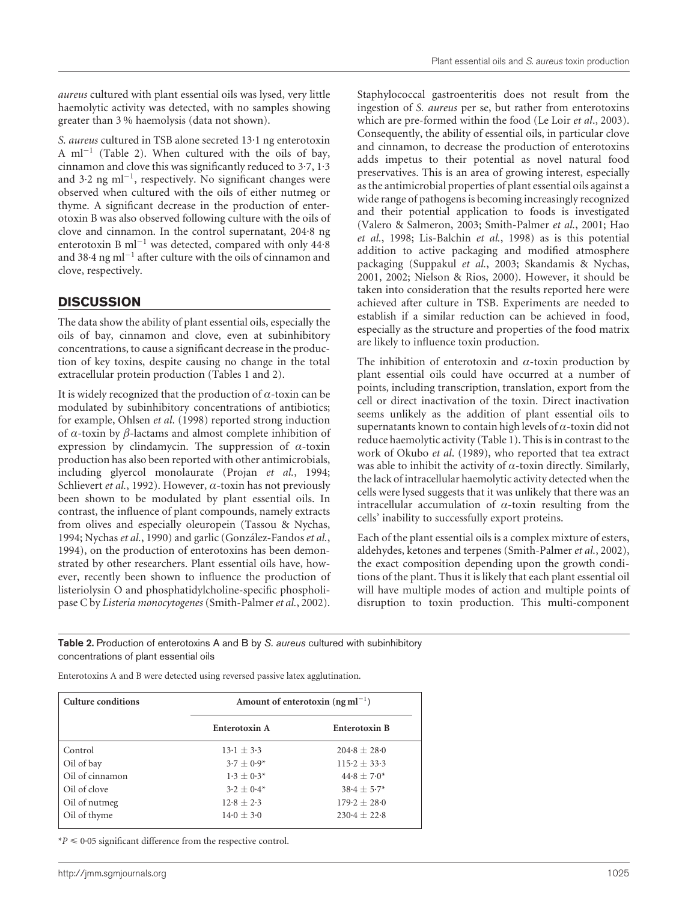*aureus* cultured with plant essential oils was lysed, very little haemolytic activity was detected, with no samples showing greater than 3 % haemolysis (data not shown).

*S. aureus* cultured in TSB alone secreted 13·1 ng enterotoxin A $ml^{-1}$ (Table 2). When cultured with the oils of bay, cinnamon and clove this was significantly reduced to 3·7, 1·3 and 3·2 ng $ml^{-1}$, respectively. No significant changes were observed when cultured with the oils of either nutmeg or thyme. A significant decrease in the production of enterotoxin B was also observed following culture with the oils of clove and cinnamon. In the control supernatant, 204·8 ng enterotoxin B $ml^{-1}$ was detected, compared with only 44·8 and 38·4 ng $ml^{-1}$ after culture with the oils of cinnamon and clove, respectively.

## DISCUSSION

The data show the ability of plant essential oils, especially the oils of bay, cinnamon and clove, even at subinhibitory concentrations, to cause a significant decrease in the production of key toxins, despite causing no change in the total extracellular protein production (Tables 1 and 2).

It is widely recognized that the production of $\alpha$-toxin can be modulated by subinhibitory concentrations of antibiotics; for example, Ohlsen *et al*. (1998) reported strong induction of $\alpha$-toxin by $\beta$-lactams and almost complete inhibition of expression by clindamycin. The suppression of $\alpha$-toxin production has also been reported with other antimicrobials, including glyercol monolaurate (Projan *et al.*, 1994; Schlievert *et al.*, 1992). However, $\alpha$-toxin has not previously been shown to be modulated by plant essential oils. In contrast, the influence of plant compounds, namely extracts from olives and especially oleuropein (Tassou & Nychas, 1994; Nychas *et al.*, 1990) and garlic (González-Fandos *et al.*, 1994), on the production of enterotoxins has been demonstrated by other researchers. Plant essential oils have, however, recently been shown to influence the production of listeriolysin O and phosphatidylcholine-specific phospholipase C by *Listeria monocytogenes* (Smith-Palmer *et al.*, 2002). Staphylococcal gastroenteritis does not result from the ingestion of *S. aureus* per se, but rather from enterotoxins which are pre-formed within the food (Le Loir *et al*., 2003). Consequently, the ability of essential oils, in particular clove and cinnamon, to decrease the production of enterotoxins adds impetus to their potential as novel natural food preservatives. This is an area of growing interest, especially as the antimicrobial properties of plant essential oils against a wide range of pathogens is becoming increasingly recognized and their potential application to foods is investigated (Valero & Salmeron, 2003; Smith-Palmer *et al.*, 2001; Hao *et al.*, 1998; Lis-Balchin *et al.*, 1998) as is this potential addition to active packaging and modified atmosphere packaging (Suppakul *et al.*, 2003; Skandamis & Nychas, 2001, 2002; Nielson & Rios, 2000). However, it should be taken into consideration that the results reported here were achieved after culture in TSB. Experiments are needed to establish if a similar reduction can be achieved in food, especially as the structure and properties of the food matrix are likely to influence toxin production.

The inhibition of enterotoxin and $\alpha$-toxin production by plant essential oils could have occurred at a number of points, including transcription, translation, export from the cell or direct inactivation of the toxin. Direct inactivation seems unlikely as the addition of plant essential oils to supernatants known to contain high levels of $\alpha$-toxin did not reduce haemolytic activity (Table 1). This is in contrast to the work of Okubo *et al*. (1989), who reported that tea extract was able to inhibit the activity of $\alpha$-toxin directly. Similarly, the lack of intracellular haemolytic activity detected when the cells were lysed suggests that it was unlikely that there was an intracellular accumulation of $\alpha$-toxin resulting from the cells' inability to successfully export proteins.

Each of the plant essential oils is a complex mixture of esters, aldehydes, ketones and terpenes (Smith-Palmer *et al.*, 2002), the exact composition depending upon the growth conditions of the plant. Thus it is likely that each plant essential oil will have multiple modes of action and multiple points of disruption to toxin production. This multi-component

**Table 2.** Production of enterotoxins A and B by *S. aureus* cultured with subinhibitory concentrations of plant essential oils

Enterotoxins A and B were detected using reversed passive latex agglutination.

| Culture conditions | Amount of enterotoxin (ng $ml^{-1}$) | |
|---|---|---|
| | Enterotoxin A | Enterotoxin B |
| Control | 13·1 ± 3·3 | 204·8 ± 28·0 |
| Oil of bay | 3·7 ± 0·9* | 115·2 ± 33·3 |
| Oil of cinnamon | 1·3 ± 0·3* | 44·8 ± 7·0* |
| Oil of clove | 3·2 ± 0·4* | 38·4 ± 5·7* |
| Oil of nutmeg | 12·8 ± 2·3 | 179·2 ± 28·0 |
| Oil of thyme | 14·0 ± 3·0 | 230·4 ± 22·8 |

*$P \leqslant 0.05$ significant difference from the respective control.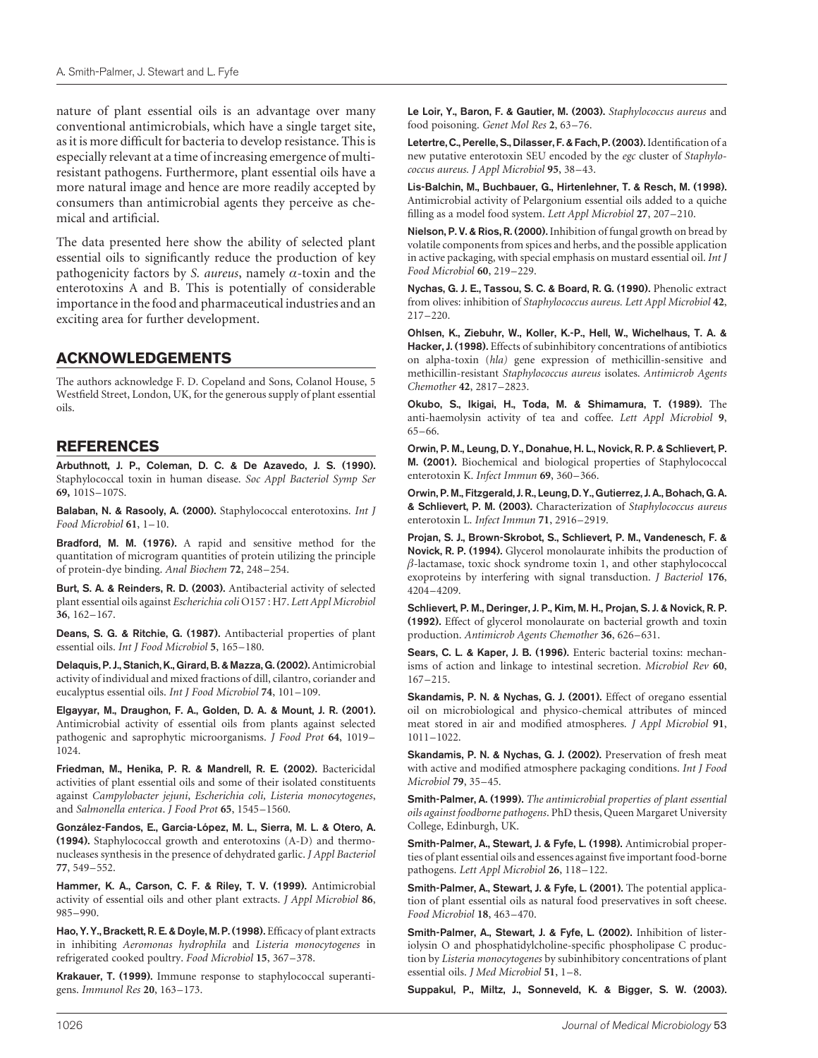nature of plant essential oils is an advantage over many conventional antimicrobials, which have a single target site, as it is more difficult for bacteria to develop resistance. This is especially relevant at a time of increasing emergence of multi-resistant pathogens. Furthermore, plant essential oils have a more natural image and hence are more readily accepted by consumers than antimicrobial agents they perceive as chemical and artificial.

The data presented here show the ability of selected plant essential oils to significantly reduce the production of key pathogenicity factors by *S. aureus*, namely $\alpha$-toxin and the enterotoxins A and B. This is potentially of considerable importance in the food and pharmaceutical industries and an exciting area for further development.

## ACKNOWLEDGEMENTS

The authors acknowledge F. D. Copeland and Sons, Colanol House, 5 Westfield Street, London, UK, for the generous supply of plant essential oils.

## REFERENCES

**Arbuthnott, J. P., Coleman, D. C. & De Azavedo, J. S. (1990).** Staphylococcal toxin in human disease. *Soc Appl Bacteriol Symp Ser* **69,** 101S–107S.

**Balaban, N. & Rasooly, A. (2000).** Staphylococcal enterotoxins. *Int J Food Microbiol* **61**, 1–10.

**Bradford, M. M. (1976).** A rapid and sensitive method for the quantitation of microgram quantities of protein utilizing the principle of protein-dye binding. *Anal Biochem* **72**, 248–254.

**Burt, S. A. & Reinders, R. D. (2003).** Antibacterial activity of selected plant essential oils against *Escherichia coli* O157 : H7. *Lett Appl Microbiol* **36**, 162–167.

**Deans, S. G. & Ritchie, G. (1987).** Antibacterial properties of plant essential oils. *Int J Food Microbiol* **5**, 165–180.

**Delaquis, P. J., Stanich, K., Girard, B. & Mazza, G. (2002).** Antimicrobial activity of individual and mixed fractions of dill, cilantro, coriander and eucalyptus essential oils. *Int J Food Microbiol* **74**, 101–109.

**Elgayyar, M., Draughon, F. A., Golden, D. A. & Mount, J. R. (2001).** Antimicrobial activity of essential oils from plants against selected pathogenic and saprophytic microorganisms. *J Food Prot* **64**, 1019–1024.

**Friedman, M., Henika, P. R. & Mandrell, R. E. (2002).** Bactericidal activities of plant essential oils and some of their isolated constituents against *Campylobacter jejuni*, *Escherichia coli*, *Listeria monocytogenes*, and *Salmonella enterica*. *J Food Prot* **65**, 1545–1560.

**González-Fandos, E., García-López, M. L., Sierra, M. L. & Otero, A. (1994).** Staphylococcal growth and enterotoxins (A-D) and thermonucleases synthesis in the presence of dehydrated garlic. *J Appl Bacteriol* **77**, 549–552.

**Hammer, K. A., Carson, C. F. & Riley, T. V. (1999).** Antimicrobial activity of essential oils and other plant extracts. *J Appl Microbiol* **86**, 985–990.

**Hao, Y. Y., Brackett, R. E. & Doyle, M. P. (1998).** Efficacy of plant extracts in inhibiting *Aeromonas hydrophila* and *Listeria monocytogenes* in refrigerated cooked poultry. *Food Microbiol* **15**, 367–378.

**Krakauer, T. (1999).** Immune response to staphylococcal superantigens. *Immunol Res* **20**, 163–173.

**Le Loir, Y., Baron, F. & Gautier, M. (2003).** *Staphylococcus aureus* and food poisoning. *Genet Mol Res* **2**, 63–76.

**Letertre, C., Perelle, S., Dilasser, F. & Fach, P. (2003).** Identification of a new putative enterotoxin SEU encoded by the *egc* cluster of *Staphylococcus aureus. J Appl Microbiol* **95**, 38–43.

**Lis-Balchin, M., Buchbauer, G., Hirtenlehner, T. & Resch, M. (1998).** Antimicrobial activity of Pelargonium essential oils added to a quiche filling as a model food system. *Lett Appl Microbiol* **27**, 207–210.

**Nielson, P. V. & Rios, R. (2000).** Inhibition of fungal growth on bread by volatile components from spices and herbs, and the possible application in active packaging, with special emphasis on mustard essential oil. *Int J Food Microbiol* **60**, 219–229.

**Nychas, G. J. E., Tassou, S. C. & Board, R. G. (1990).** Phenolic extract from olives: inhibition of *Staphylococcus aureus. Lett Appl Microbiol* **42**, 217–220.

**Ohlsen, K., Ziebuhr, W., Koller, K.-P., Hell, W., Wichelhaus, T. A. & Hacker, J. (1998).** Effects of subinhibitory concentrations of antibiotics on alpha-toxin (*hla)* gene expression of methicillin-sensitive and methicillin-resistant *Staphylococcus aureus* isolates. *Antimicrob Agents Chemother* **42**, 2817–2823.

**Okubo, S., Ikigai, H., Toda, M. & Shimamura, T. (1989).** The anti-haemolysin activity of tea and coffee. *Lett Appl Microbiol* **9**, 65–66.

**Orwin, P. M., Leung, D. Y., Donahue, H. L., Novick, R. P. & Schlievert, P. M. (2001).** Biochemical and biological properties of Staphylococcal enterotoxin K. *Infect Immun* **69**, 360–366.

**Orwin, P. M., Fitzgerald, J. R., Leung, D. Y., Gutierrez, J. A., Bohach, G. A. & Schlievert, P. M. (2003).** Characterization of *Staphylococcus aureus* enterotoxin L. *Infect Immun* **71**, 2916–2919.

**Projan, S. J., Brown-Skrobot, S., Schlievert, P. M., Vandenesch, F. & Novick, R. P. (1994).** Glycerol monolaurate inhibits the production of $\beta$-lactamase, toxic shock syndrome toxin 1, and other staphylococcal exoproteins by interfering with signal transduction. *J Bacteriol* **176**, 4204–4209.

**Schlievert, P. M., Deringer, J. P., Kim, M. H., Projan, S. J. & Novick, R. P. (1992).** Effect of glycerol monolaurate on bacterial growth and toxin production. *Antimicrob Agents Chemother* **36**, 626–631.

**Sears, C. L. & Kaper, J. B. (1996).** Enteric bacterial toxins: mechanisms of action and linkage to intestinal secretion. *Microbiol Rev* **60**, 167–215.

**Skandamis, P. N. & Nychas, G. J. (2001).** Effect of oregano essential oil on microbiological and physico-chemical attributes of minced meat stored in air and modified atmospheres. *J Appl Microbiol* **91**, 1011–1022.

**Skandamis, P. N. & Nychas, G. J. (2002).** Preservation of fresh meat with active and modified atmosphere packaging conditions. *Int J Food Microbiol* **79**, 35–45.

**Smith-Palmer, A. (1999).** *The antimicrobial properties of plant essential oils against foodborne pathogens*. PhD thesis, Queen Margaret University College, Edinburgh, UK.

**Smith-Palmer, A., Stewart, J. & Fyfe, L. (1998).** Antimicrobial properties of plant essential oils and essences against five important food-borne pathogens. *Lett Appl Microbiol* **26**, 118–122.

**Smith-Palmer, A., Stewart, J. & Fyfe, L. (2001).** The potential application of plant essential oils as natural food preservatives in soft cheese. *Food Microbiol* **18**, 463–470.

**Smith-Palmer, A., Stewart, J. & Fyfe, L. (2002).** Inhibition of listeriolysin O and phosphatidylcholine-specific phospholipase C production by *Listeria monocytogenes* by subinhibitory concentrations of plant essential oils. *J Med Microbiol* **51**, 1–8.

**Suppakul, P., Miltz, J., Sonneveld, K. & Bigger, S. W. (2003).**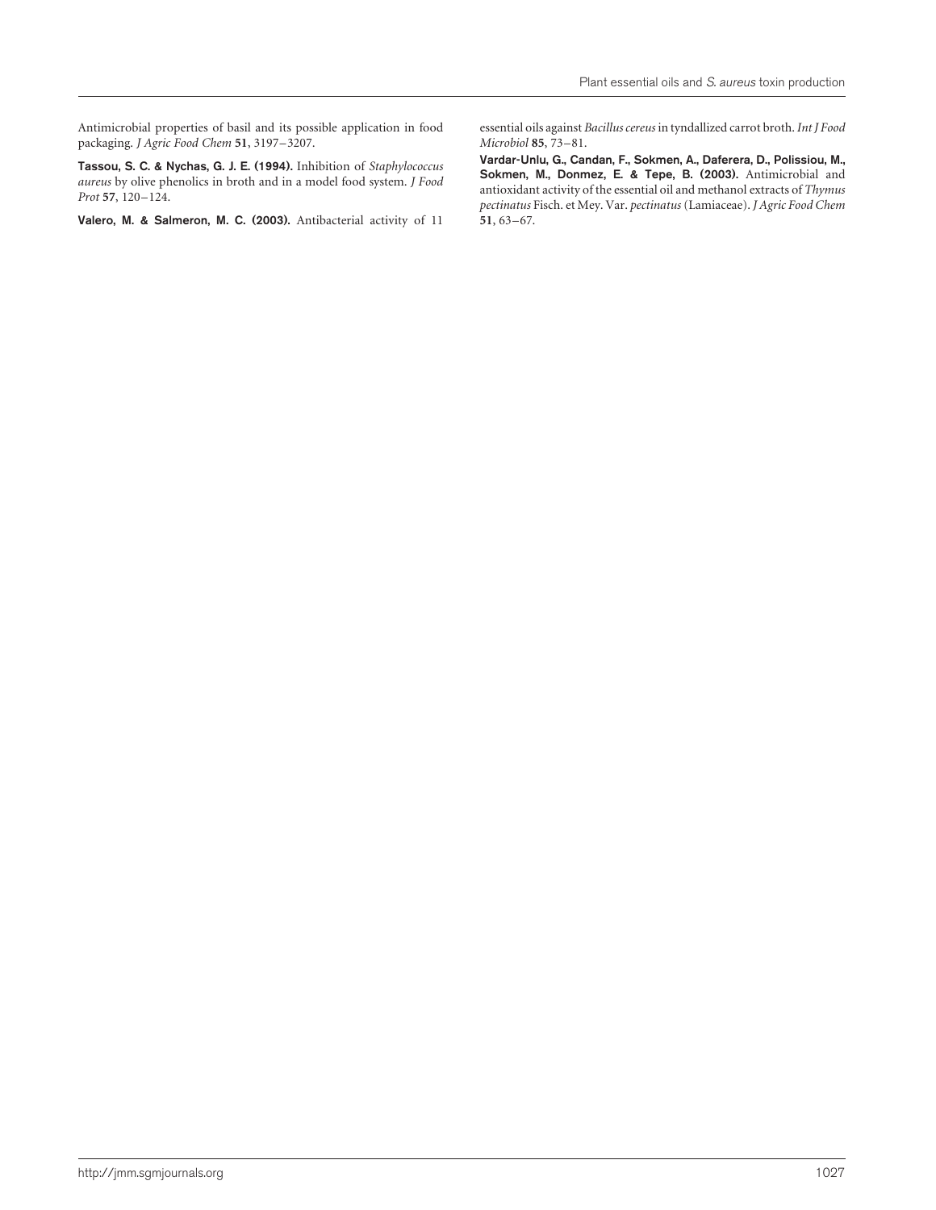Antimicrobial properties of basil and its possible application in food packaging. *J Agric Food Chem* **51**, 3197–3207.

**Tassou, S. C. & Nychas, G. J. E. (1994).** Inhibition of *Staphylococcus aureus* by olive phenolics in broth and in a model food system. *J Food Prot* **57**, 120–124.

**Valero, M. & Salmeron, M. C. (2003).** Antibacterial activity of 11 essential oils against *Bacillus cereus* in tyndallized carrot broth. *Int J Food Microbiol* **85**, 73–81.

**Vardar-Unlu, G., Candan, F., Sokmen, A., Daferera, D., Polissiou, M., Sokmen, M., Donmez, E. & Tepe, B. (2003).** Antimicrobial and antioxidant activity of the essential oil and methanol extracts of *Thymus pectinatus* Fisch. et Mey. Var. *pectinatus* (Lamiaceae). *J Agric Food Chem* **51**, 63–67.